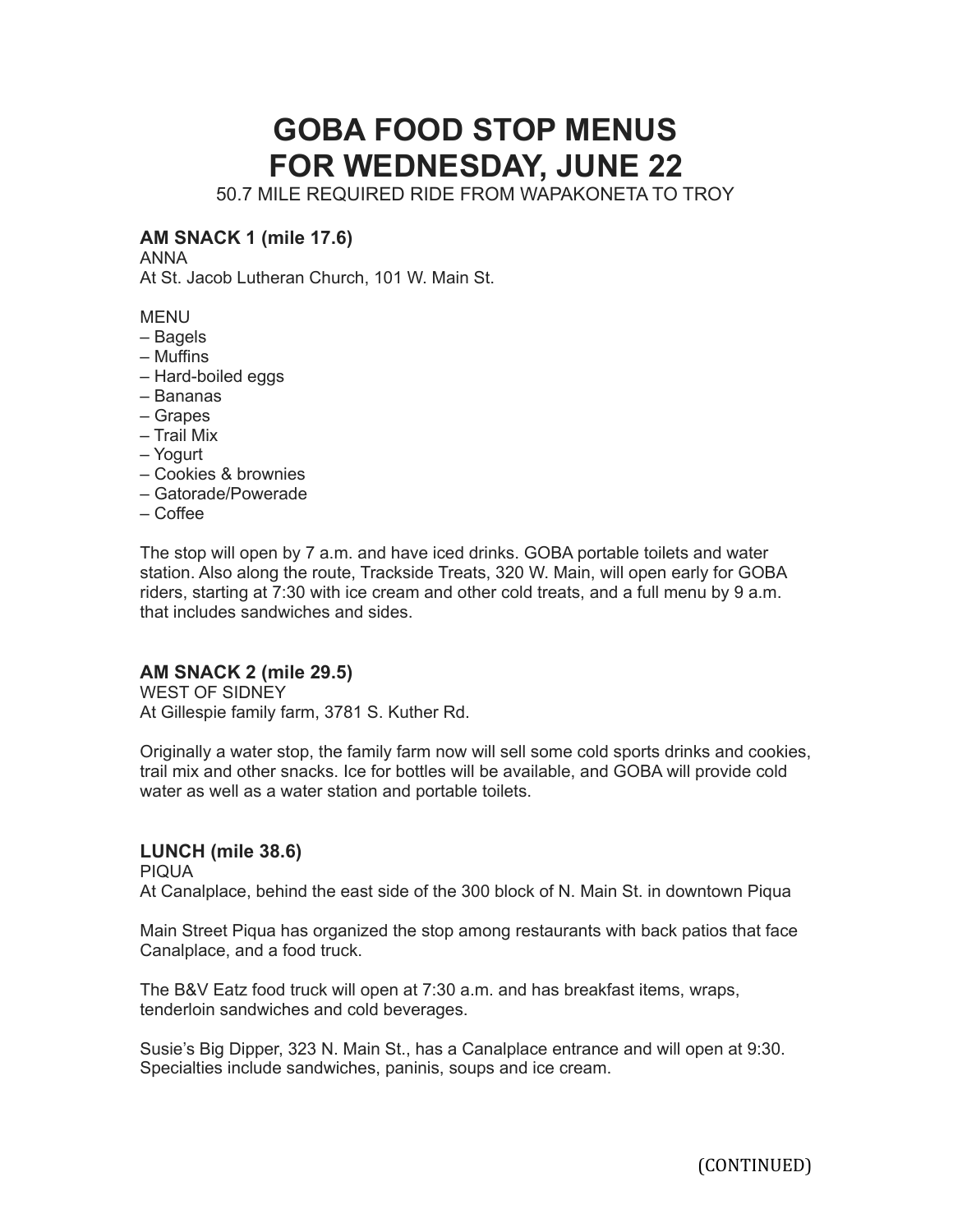# GOBA FOOD STOP MENUS FOR WEDNESDAY, JUNE 22

50.7 MILE REQUIRED RIDE FROM WAPAKONETA TO TROY

### AM SNACK 1 (mile 17.6)

ANNA
At St. Jacob Lutheran Church, 101 W. Main St.

MENU
– Bagels
– Muffins
– Hard-boiled eggs
– Bananas
– Grapes
– Trail Mix
– Yogurt
– Cookies & brownies
– Gatorade/Powerade
– Coffee

The stop will open by 7 a.m. and have iced drinks. GOBA portable toilets and water station. Also along the route, Trackside Treats, 320 W. Main, will open early for GOBA riders, starting at 7:30 with ice cream and other cold treats, and a full menu by 9 a.m. that includes sandwiches and sides.

### AM SNACK 2 (mile 29.5)

WEST OF SIDNEY
At Gillespie family farm, 3781 S. Kuther Rd.

Originally a water stop, the family farm now will sell some cold sports drinks and cookies, trail mix and other snacks. Ice for bottles will be available, and GOBA will provide cold water as well as a water station and portable toilets.

### LUNCH (mile 38.6)

PIQUA
At Canalplace, behind the east side of the 300 block of N. Main St. in downtown Piqua

Main Street Piqua has organized the stop among restaurants with back patios that face Canalplace, and a food truck.

The B&V Eatz food truck will open at 7:30 a.m. and has breakfast items, wraps, tenderloin sandwiches and cold beverages.

Susie's Big Dipper, 323 N. Main St., has a Canalplace entrance and will open at 9:30. Specialties include sandwiches, paninis, soups and ice cream.

(CONTINUED)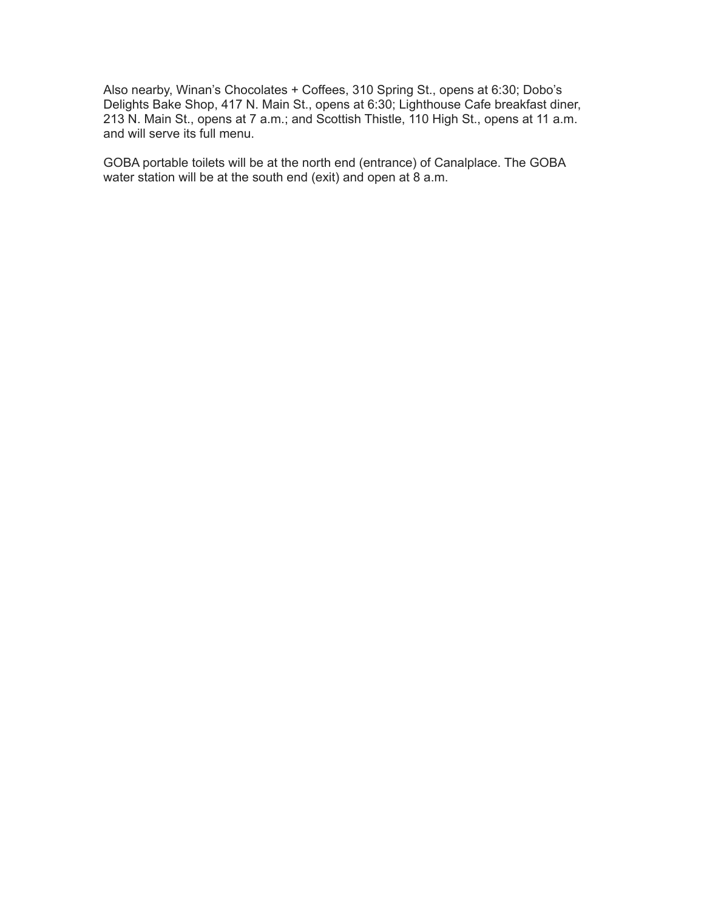Also nearby, Winan's Chocolates + Coffees, 310 Spring St., opens at 6:30; Dobo's Delights Bake Shop, 417 N. Main St., opens at 6:30; Lighthouse Cafe breakfast diner, 213 N. Main St., opens at 7 a.m.; and Scottish Thistle, 110 High St., opens at 11 a.m. and will serve its full menu.

GOBA portable toilets will be at the north end (entrance) of Canalplace. The GOBA water station will be at the south end (exit) and open at 8 a.m.